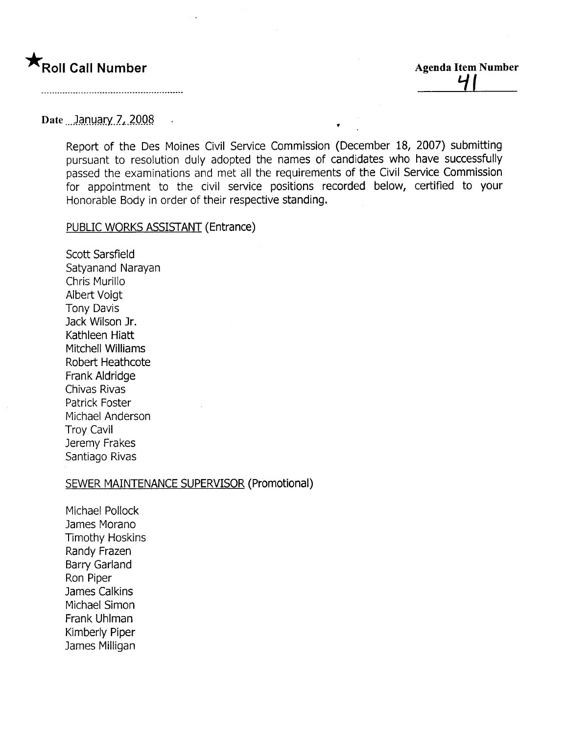★Roll Call Number ..........................................................

Agenda Item Number 41

Date January 7, 2008

Report of the Des Moines Civil Service Commission (December 18, 2007) submitting pursuant to resolution duly adopted the names of candidates who have successfully passed the examinations and met all the requirements of the Civil Service Commission for appointment to the civil service positions recorded below, certified to your Honorable Body in order of their respective standing.

PUBLIC WORKS ASSISTANT (Entrance)

Scott Sarsfield
Satyanand Narayan
Chris Murillo
Albert Voigt
Tony Davis
Jack Wilson Jr.
Kathleen Hiatt
Mitchell Williams
Robert Heathcote
Frank Aldridge
Chivas Rivas
Patrick Foster
Michael Anderson
Troy Cavil
Jeremy Frakes
Santiago Rivas

SEWER MAINTENANCE SUPERVISOR (Promotional)

Michael Pollock
James Morano
Timothy Hoskins
Randy Frazen
Barry Garland
Ron Piper
James Calkins
Michael Simon
Frank Uhlman
Kimberly Piper
James Milligan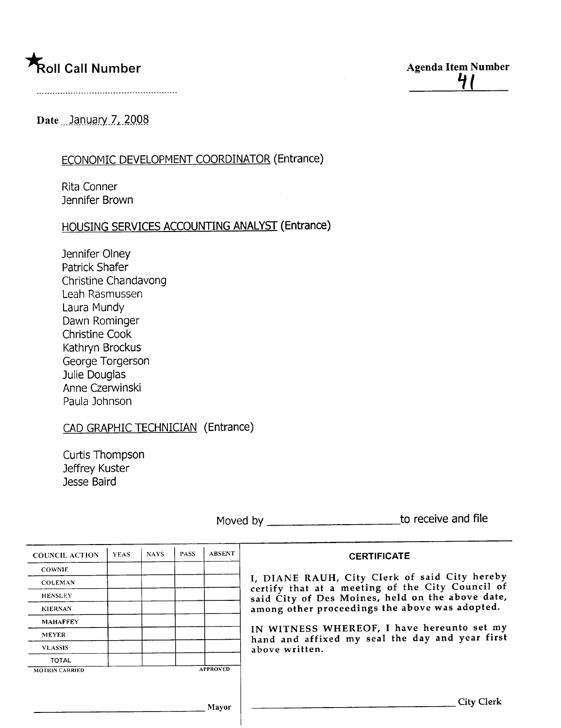★Roll Call Number

Agenda Item Number

41

Date January 7, 2008

ECONOMIC DEVELOPMENT COORDINATOR (Entrance)

Rita Conner
Jennifer Brown

HOUSING SERVICES ACCOUNTING ANALYST (Entrance)

Jennifer Olney
Patrick Shafer
Christine Chandavong
Leah Rasmussen
Laura Mundy
Dawn Rominger
Christine Cook
Kathryn Brockus
George Torgerson
Julie Douglas
Anne Czerwinski
Paula Johnson

CAD GRAPHIC TECHNICIAN (Entrance)

Curtis Thompson
Jeffrey Kuster
Jesse Baird

Moved by ____________________ to receive and file

| COUNCIL ACTION | YEAS | NAYS | PASS | ABSENT |
|---|---|---|---|---|
| COWNIE | | | | |
| COLEMAN | | | | |
| HENSLEY | | | | |
| KIERNAN | | | | |
| MAHAFFEY | | | | |
| MEYER | | | | |
| VLASSIS | | | | |
| TOTAL | | | | |

MOTION CARRIED APPROVED

______________________ Mayor

**CERTIFICATE**

I, DIANE RAUH, City Clerk of said City hereby certify that at a meeting of the City Council of said City of Des Moines, held on the above date, among other proceedings the above was adopted.

IN WITNESS WHEREOF, I have hereunto set my hand and affixed my seal the day and year first above written.

______________________ City Clerk